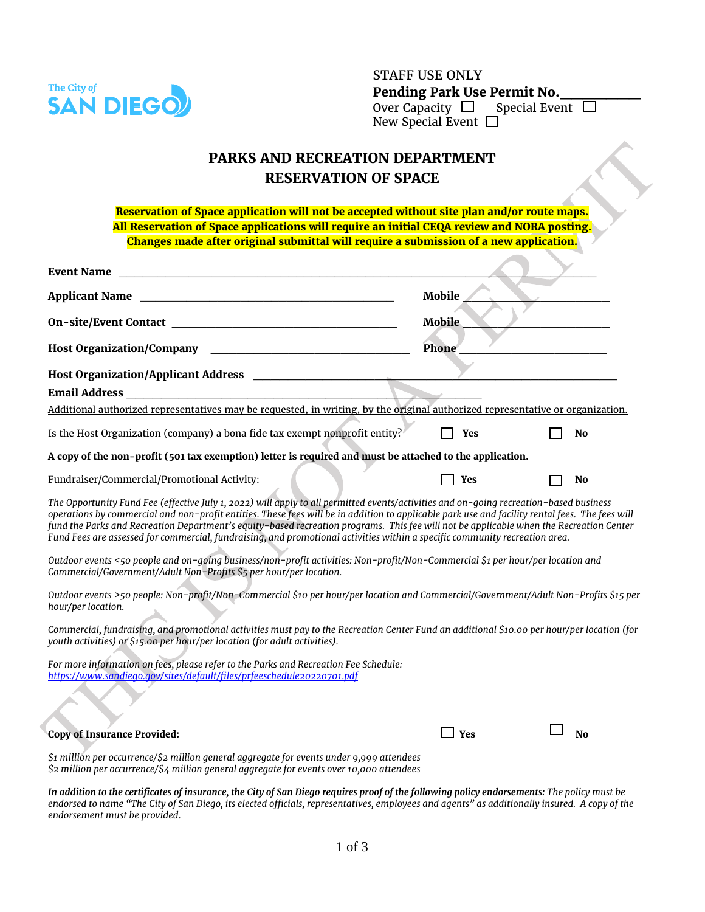The City of SAN DIEGO

STAFF USE ONLY

**Pending Park Use Permit No.\_\_\_\_\_\_\_\_\_\_\_**

Over Capacity ☐ Special Event ☐

New Special Event ☐

# PARKS AND RECREATION DEPARTMENT
# RESERVATION OF SPACE

**Reservation of Space application will not be accepted without site plan and/or route maps.**
**All Reservation of Space applications will require an initial CEQA review and NORA posting.**
**Changes made after original submittal will require a submission of a new application.**

**Event Name** \_\_\_\_\_\_\_\_\_\_\_\_\_\_\_\_\_\_\_\_\_\_\_\_\_\_\_\_\_\_\_\_\_\_\_\_\_\_\_\_\_\_\_\_\_\_\_\_\_\_\_\_\_\_\_\_\_\_\_\_

**Applicant Name** \_\_\_\_\_\_\_\_\_\_\_\_\_\_\_\_\_\_\_\_\_\_\_\_\_\_\_\_\_\_\_\_\_\_\_ **Mobile** \_\_\_\_\_\_\_\_\_\_\_\_\_\_\_\_\_\_\_\_

**On-site/Event Contact** \_\_\_\_\_\_\_\_\_\_\_\_\_\_\_\_\_\_\_\_\_\_\_\_\_\_\_\_\_\_\_ **Mobile** \_\_\_\_\_\_\_\_\_\_\_\_\_\_\_\_\_\_\_\_

**Host Organization/Company** \_\_\_\_\_\_\_\_\_\_\_\_\_\_\_\_\_\_\_\_\_\_\_\_\_\_\_\_ **Phone** \_\_\_\_\_\_\_\_\_\_\_\_\_\_\_\_\_\_\_\_

**Host Organization/Applicant Address** \_\_\_\_\_\_\_\_\_\_\_\_\_\_\_\_\_\_\_\_\_\_\_\_\_\_\_\_\_\_\_\_\_\_\_\_\_\_\_\_\_\_\_\_\_\_

**Email Address** \_\_\_\_\_\_\_\_\_\_\_\_\_\_\_\_\_\_\_\_\_\_\_\_\_\_\_\_\_\_\_\_\_\_\_\_\_\_\_\_\_\_\_\_\_\_

Additional authorized representatives may be requested, in writing, by the original authorized representative or organization.

Is the Host Organization (company) a bona fide tax exempt nonprofit entity? ☐ **Yes** ☐ **No**

**A copy of the non-profit (501 tax exemption) letter is required and must be attached to the application.**

Fundraiser/Commercial/Promotional Activity: ☐ **Yes** ☐ **No**

*The Opportunity Fund Fee (effective July 1, 2022) will apply to all permitted events/activities and on-going recreation-based business operations by commercial and non-profit entities. These fees will be in addition to applicable park use and facility rental fees. The fees will fund the Parks and Recreation Department's equity-based recreation programs. This fee will not be applicable when the Recreation Center Fund Fees are assessed for commercial, fundraising, and promotional activities within a specific community recreation area.*

*Outdoor events <50 people and on-going business/non-profit activities: Non-profit/Non-Commercial $1 per hour/per location and Commercial/Government/Adult Non-Profits $5 per hour/per location.*

*Outdoor events >50 people: Non-profit/Non-Commercial $10 per hour/per location and Commercial/Government/Adult Non-Profits $15 per hour/per location.*

*Commercial, fundraising, and promotional activities must pay to the Recreation Center Fund an additional $10.00 per hour/per location (for youth activities) or $15.00 per hour/per location (for adult activities).*

*For more information on fees, please refer to the Parks and Recreation Fee Schedule:*
*https://www.sandiego.gov/sites/default/files/prfeeschedule20220701.pdf*

**Copy of Insurance Provided:** ☐ **Yes** ☐ **No**

*$1 million per occurrence/$2 million general aggregate for events under 9,999 attendees*
*$2 million per occurrence/$4 million general aggregate for events over 10,000 attendees*

***In addition to the certificates of insurance, the City of San Diego requires proof of the following policy endorsements:*** *The policy must be endorsed to name "The City of San Diego, its elected officials, representatives, employees and agents" as additionally insured. A copy of the endorsement must be provided.*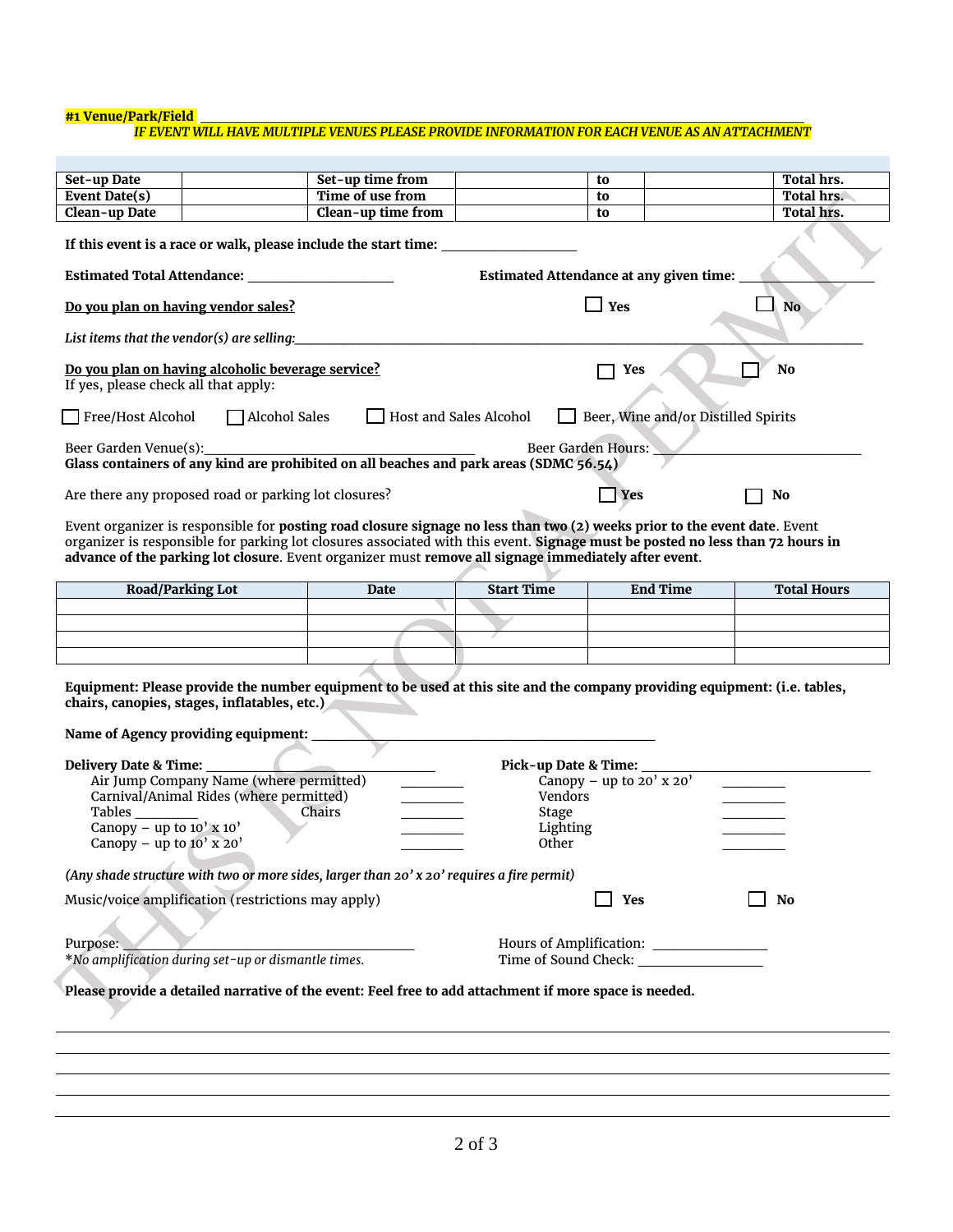**#1 Venue/Park/Field** ___________________________________________________________________________

*IF EVENT WILL HAVE MULTIPLE VENUES PLEASE PROVIDE INFORMATION FOR EACH VENUE AS AN ATTACHMENT*

| **Set-up Date** | | **Set-up time from** | | **to** | | **Total hrs.** |
|---|---|---|---|---|---|---|
| **Event Date(s)** | | **Time of use from** | | **to** | | **Total hrs.** |
| **Clean-up Date** | | **Clean-up time from** | | **to** | | **Total hrs.** |

**If this event is a race or walk, please include the start time:** ___________________

**Estimated Total Attendance:** ____________________ **Estimated Attendance at any given time:** ______________

**Do you plan on having vendor sales?** ☐ **Yes** ☐ **No**

*List items that the vendor(s) are selling:*___________________________________________________________________________

**Do you plan on having alcoholic beverage service?** ☐ **Yes** ☐ **No**

If yes, please check all that apply:

☐ Free/Host Alcohol ☐ Alcohol Sales ☐ Host and Sales Alcohol ☐ Beer, Wine and/or Distilled Spirits

Beer Garden Venue(s):_____________________________________ Beer Garden Hours: ___________________________

**Glass containers of any kind are prohibited on all beaches and park areas (SDMC 56.54)**

Are there any proposed road or parking lot closures? ☐ **Yes** ☐ **No**

Event organizer is responsible for **posting road closure signage no less than two (2) weeks prior to the event date**. Event organizer is responsible for parking lot closures associated with this event. **Signage must be posted no less than 72 hours in advance of the parking lot closure**. Event organizer must **remove all signage immediately after event**.

| Road/Parking Lot | Date | Start Time | End Time | Total Hours |
|---|---|---|---|---|
| | | | | |
| | | | | |
| | | | | |
| | | | | |

**Equipment: Please provide the number equipment to be used at this site and the company providing equipment: (i.e. tables, chairs, canopies, stages, inflatables, etc.)**

**Name of Agency providing equipment:** _______________________________________________

**Delivery Date & Time:** ____________________________ **Pick-up Date & Time:** ______________________________

- Air Jump Company Name (where permitted) _________
- Carnival/Animal Rides (where permitted) _________
- Tables _________ Chairs _________
- Canopy – up to 10' x 10' _________
- Canopy – up to 10' x 20' _________
- Canopy – up to 20' x 20' _________
- Vendors _________
- Stage _________
- Lighting _________
- Other _________

*(Any shade structure with two or more sides, larger than 20' x 20' requires a fire permit)*

Music/voice amplification (restrictions may apply) ☐ **Yes** ☐ **No**

Purpose: _______________________________________ Hours of Amplification: _______________

**No amplification during set-up or dismantle times.* Time of Sound Check: _________________

**Please provide a detailed narrative of the event: Feel free to add attachment if more space is needed.**

___________________________________________________________________________

___________________________________________________________________________

___________________________________________________________________________

___________________________________________________________________________

___________________________________________________________________________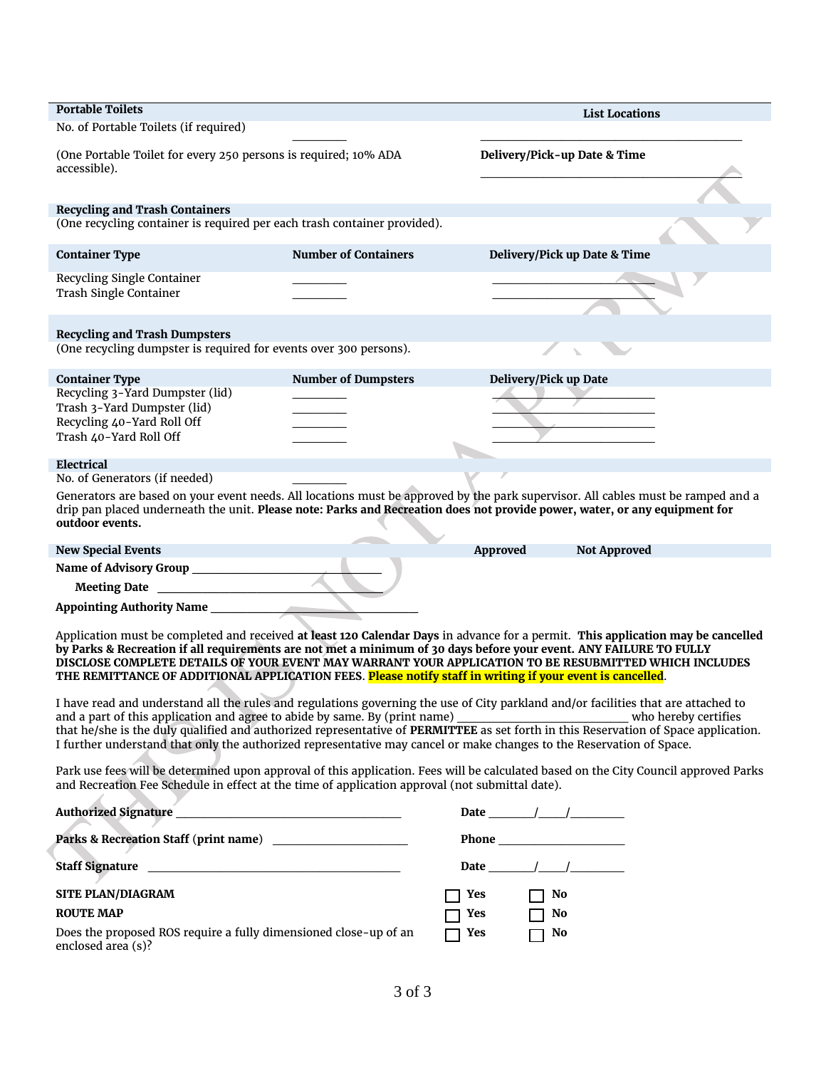**Portable Toilets** | **List Locations**

No. of Portable Toilets (if required) _________ | _______________________________________

(One Portable Toilet for every 250 persons is required; 10% ADA accessible).

**Delivery/Pick-up Date & Time** _______________________________________

**Recycling and Trash Containers**

(One recycling container is required per each trash container provided).

| Container Type | Number of Containers | Delivery/Pick up Date & Time |
|---|---|---|
| Recycling Single Container | ________ | ________________________ |
| Trash Single Container | ________ | ________________________ |

**Recycling and Trash Dumpsters**

(One recycling dumpster is required for events over 300 persons).

| Container Type | Number of Dumpsters | Delivery/Pick up Date |
|---|---|---|
| Recycling 3-Yard Dumpster (lid) | ________ | ________________________ |
| Trash 3-Yard Dumpster (lid) | ________ | ________________________ |
| Recycling 40-Yard Roll Off | ________ | ________________________ |
| Trash 40-Yard Roll Off | ________ | ________________________ |

**Electrical**

No. of Generators (if needed) _________

Generators are based on your event needs. All locations must be approved by the park supervisor. All cables must be ramped and a drip pan placed underneath the unit. **Please note: Parks and Recreation does not provide power, water, or any equipment for outdoor events.**

**New Special Events** | **Approved** | **Not Approved**

**Name of Advisory Group** ______________________________

**Meeting Date** ______________________________

**Appointing Authority Name** ______________________________

Application must be completed and received **at least 120 Calendar Days** in advance for a permit. **This application may be cancelled by Parks & Recreation if all requirements are not met a minimum of 30 days before your event. ANY FAILURE TO FULLY DISCLOSE COMPLETE DETAILS OF YOUR EVENT MAY WARRANT YOUR APPLICATION TO BE RESUBMITTED WHICH INCLUDES THE REMITTANCE OF ADDITIONAL APPLICATION FEES**. **Please notify staff in writing if your event is cancelled**.

I have read and understand all the rules and regulations governing the use of City parkland and/or facilities that are attached to and a part of this application and agree to abide by same. By (print name) __________________________ who hereby certifies that he/she is the duly qualified and authorized representative of **PERMITTEE** as set forth in this Reservation of Space application. I further understand that only the authorized representative may cancel or make changes to the Reservation of Space.

Park use fees will be determined upon approval of this application. Fees will be calculated based on the City Council approved Parks and Recreation Fee Schedule in effect at the time of application approval (not submittal date).

**Authorized Signature** ____________________________________ **Date** _______/____/________

**Parks & Recreation Staff** (print name) ______________________ **Phone** _____________________

**Staff Signature** ________________________________________ **Date** _______/____/________

| | | |
|---|---|---|
| **SITE PLAN/DIAGRAM** | ☐ **Yes** | ☐ **No** |
| **ROUTE MAP** | ☐ **Yes** | ☐ **No** |
| Does the proposed ROS require a fully dimensioned close-up of an enclosed area (s)? | ☐ **Yes** | ☐ **No** |